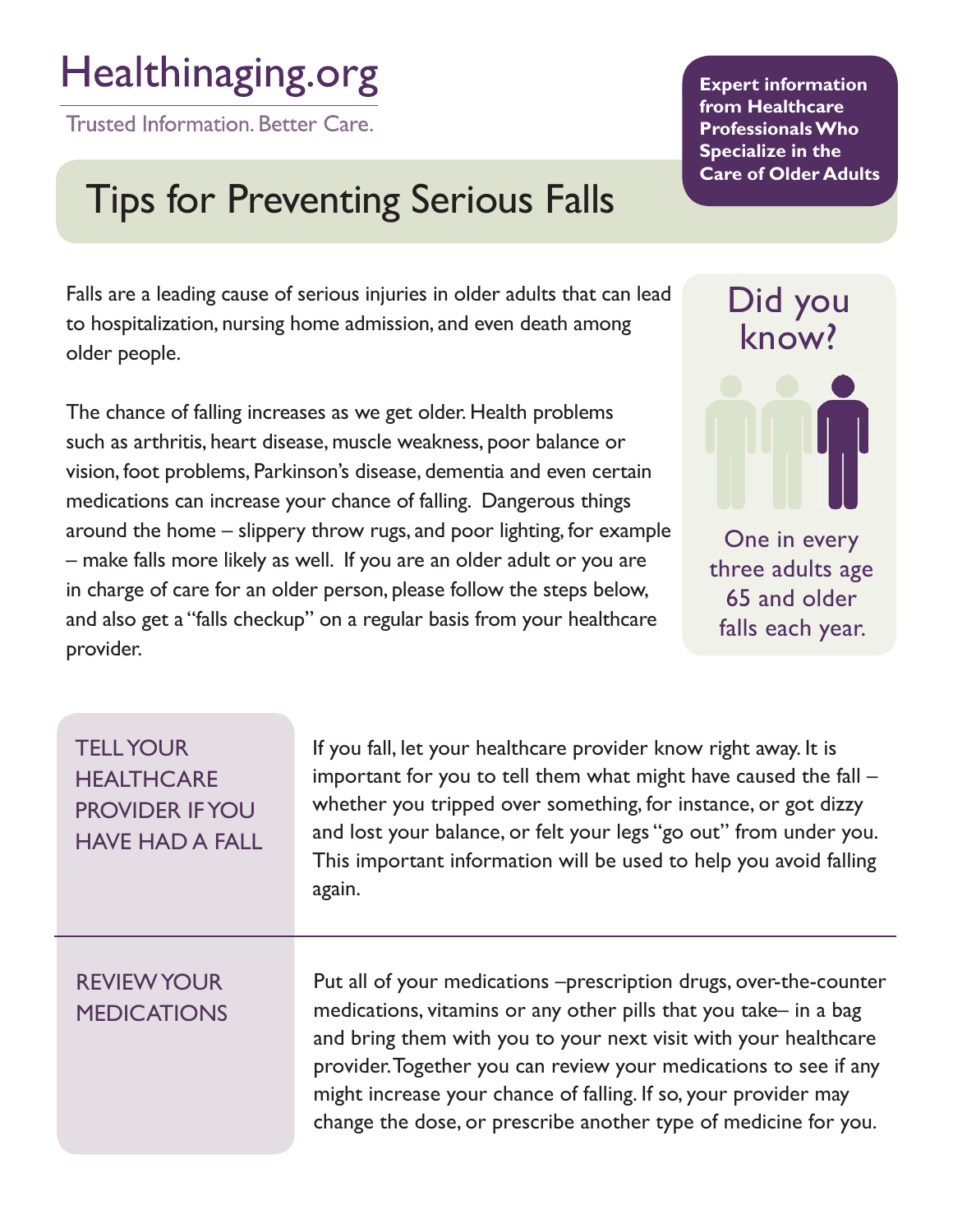Healthinaging.org

Trusted Information. Better Care.

**Expert information from Healthcare Professionals Who Specialize in the Care of Older Adults**

# Tips for Preventing Serious Falls

Falls are a leading cause of serious injuries in older adults that can lead to hospitalization, nursing home admission, and even death among older people.

The chance of falling increases as we get older. Health problems such as arthritis, heart disease, muscle weakness, poor balance or vision, foot problems, Parkinson's disease, dementia and even certain medications can increase your chance of falling. Dangerous things around the home – slippery throw rugs, and poor lighting, for example – make falls more likely as well. If you are an older adult or you are in charge of care for an older person, please follow the steps below, and also get a "falls checkup" on a regular basis from your healthcare provider.

## Did you know?

One in every three adults age 65 and older falls each year.

## TELL YOUR HEALTHCARE PROVIDER IF YOU HAVE HAD A FALL

If you fall, let your healthcare provider know right away. It is important for you to tell them what might have caused the fall – whether you tripped over something, for instance, or got dizzy and lost your balance, or felt your legs "go out" from under you. This important information will be used to help you avoid falling again.

## REVIEW YOUR MEDICATIONS

Put all of your medications –prescription drugs, over-the-counter medications, vitamins or any other pills that you take– in a bag and bring them with you to your next visit with your healthcare provider. Together you can review your medications to see if any might increase your chance of falling. If so, your provider may change the dose, or prescribe another type of medicine for you.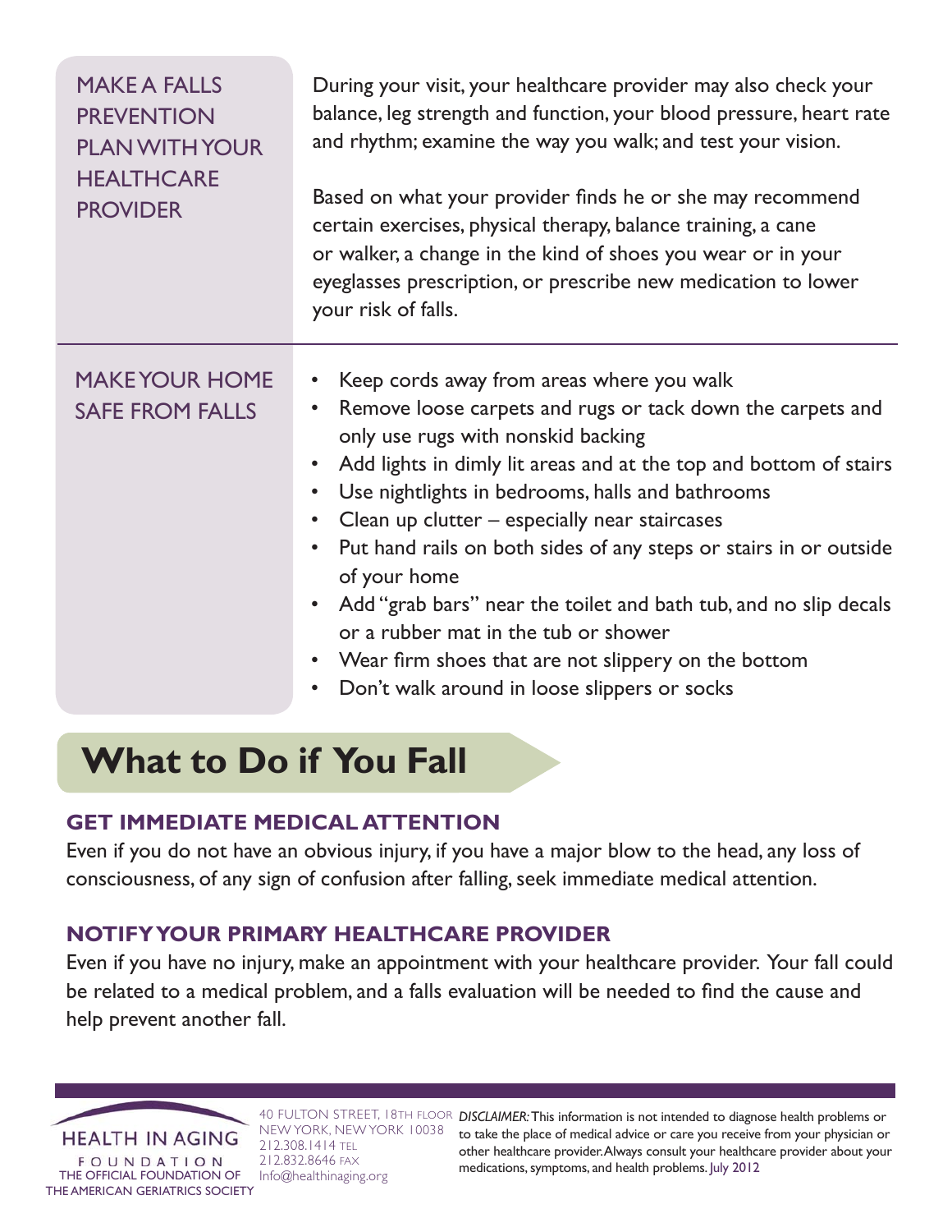### MAKE A FALLS PREVENTION PLAN WITH YOUR HEALTHCARE PROVIDER

During your visit, your healthcare provider may also check your balance, leg strength and function, your blood pressure, heart rate and rhythm; examine the way you walk; and test your vision.

Based on what your provider finds he or she may recommend certain exercises, physical therapy, balance training, a cane or walker, a change in the kind of shoes you wear or in your eyeglasses prescription, or prescribe new medication to lower your risk of falls.

### MAKE YOUR HOME SAFE FROM FALLS

- Keep cords away from areas where you walk
- Remove loose carpets and rugs or tack down the carpets and only use rugs with nonskid backing
- Add lights in dimly lit areas and at the top and bottom of stairs
- Use nightlights in bedrooms, halls and bathrooms
- Clean up clutter – especially near staircases
- Put hand rails on both sides of any steps or stairs in or outside of your home
- Add "grab bars" near the toilet and bath tub, and no slip decals or a rubber mat in the tub or shower
- Wear firm shoes that are not slippery on the bottom
- Don't walk around in loose slippers or socks

## What to Do if You Fall

### GET IMMEDIATE MEDICAL ATTENTION

Even if you do not have an obvious injury, if you have a major blow to the head, any loss of consciousness, of any sign of confusion after falling, seek immediate medical attention.

### NOTIFY YOUR PRIMARY HEALTHCARE PROVIDER

Even if you have no injury, make an appointment with your healthcare provider. Your fall could be related to a medical problem, and a falls evaluation will be needed to find the cause and help prevent another fall.

HEALTH IN AGING FOUNDATION
THE OFFICIAL FOUNDATION OF THE AMERICAN GERIATRICS SOCIETY

40 FULTON STREET, 18TH FLOOR
NEW YORK, NEW YORK 10038
212.308.1414 TEL
212.832.8646 FAX
Info@healthinaging.org

*DISCLAIMER:* This information is not intended to diagnose health problems or to take the place of medical advice or care you receive from your physician or other healthcare provider. Always consult your healthcare provider about your medications, symptoms, and health problems. July 2012